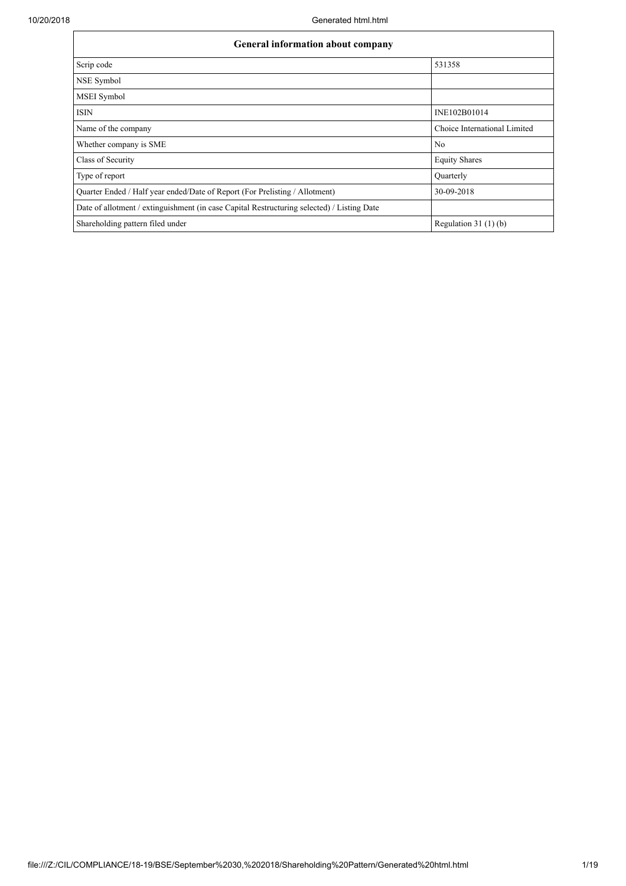| General information about company | |
|---|---|
| Scrip code | 531358 |
| NSE Symbol | |
| MSEI Symbol | |
| ISIN | INE102B01014 |
| Name of the company | Choice International Limited |
| Whether company is SME | No |
| Class of Security | Equity Shares |
| Type of report | Quarterly |
| Quarter Ended / Half year ended/Date of Report (For Prelisting / Allotment) | 30-09-2018 |
| Date of allotment / extinguishment (in case Capital Restructuring selected) / Listing Date | |
| Shareholding pattern filed under | Regulation 31 (1) (b) |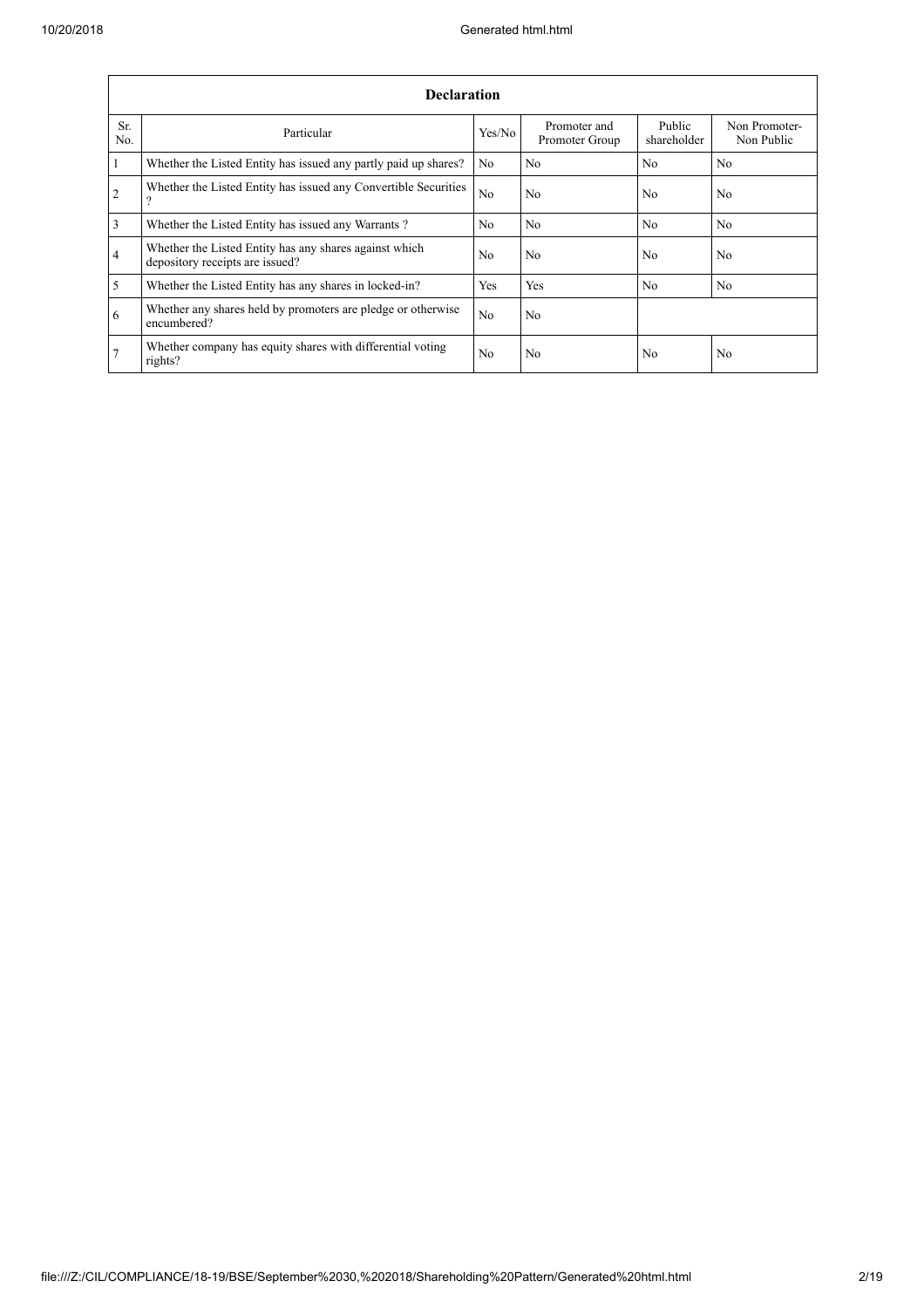| Declaration | | | | | |
|---|---|---|---|---|---|
| Sr. No. | Particular | Yes/No | Promoter and Promoter Group | Public shareholder | Non Promoter- Non Public |
| 1 | Whether the Listed Entity has issued any partly paid up shares? | No | No | No | No |
| 2 | Whether the Listed Entity has issued any Convertible Securities ? | No | No | No | No |
| 3 | Whether the Listed Entity has issued any Warrants ? | No | No | No | No |
| 4 | Whether the Listed Entity has any shares against which depository receipts are issued? | No | No | No | No |
| 5 | Whether the Listed Entity has any shares in locked-in? | Yes | Yes | No | No |
| 6 | Whether any shares held by promoters are pledge or otherwise encumbered? | No | No | | |
| 7 | Whether company has equity shares with differential voting rights? | No | No | No | No |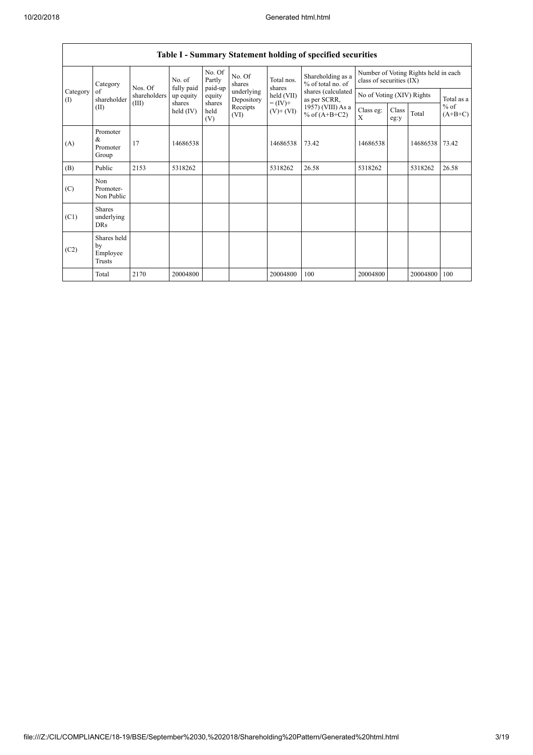| Table I - Summary Statement holding of specified securities | | | | | | | | | | | | |
|---|---|---|---|---|---|---|---|---|---|---|---|---|
| Category (I) | Category of shareholder (II) | Nos. Of shareholders (III) | No. of fully paid up equity shares held (IV) | No. Of Partly paid-up equity shares held (V) | No. Of shares underlying Depository Receipts (VI) | Total nos. shares held (VII) = (IV)+ (V)+ (VI) | Shareholding as a % of total no. of shares (calculated as per SCRR, 1957) (VIII) As a % of (A+B+C2) | Number of Voting Rights held in each class of securities (IX) | | | |
| | | | | | | | | No of Voting (XIV) Rights | | | Total as a % of (A+B+C) |
| | | | | | | | | Class eg: X | Class eg:y | Total | |
| (A) | Promoter & Promoter Group | 17 | 14686538 | | | 14686538 | 73.42 | 14686538 | | 14686538 | 73.42 |
| (B) | Public | 2153 | 5318262 | | | 5318262 | 26.58 | 5318262 | | 5318262 | 26.58 |
| (C) | Non Promoter- Non Public | | | | | | | | | | |
| (C1) | Shares underlying DRs | | | | | | | | | | |
| (C2) | Shares held by Employee Trusts | | | | | | | | | | |
| | Total | 2170 | 20004800 | | | 20004800 | 100 | 20004800 | | 20004800 | 100 |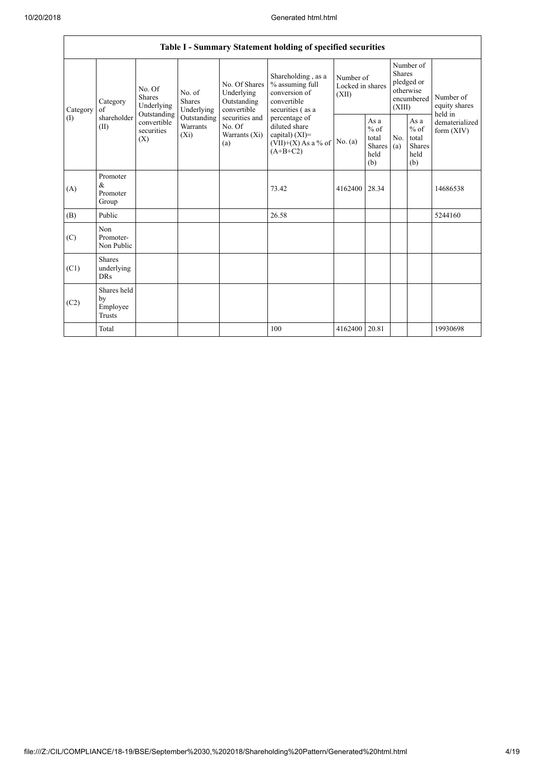| Table I - Summary Statement holding of specified securities | | | | | | | | | | | |
|---|---|---|---|---|---|---|---|---|---|---|---|
| Category (I) | Category of shareholder (II) | No. Of Shares Underlying Outstanding convertible securities (X) | No. of Shares Underlying Outstanding Warrants (Xi) | No. Of Shares Underlying Outstanding convertible securities and No. Of Warrants (Xi) (a) | Shareholding , as a % assuming full conversion of convertible securities ( as a percentage of diluted share capital) (XI)= (VII)+(X) As a % of (A+B+C2) | Number of Locked in shares (XII) | | Number of Shares pledged or otherwise encumbered (XIII) | | Number of equity shares held in dematerialized form (XIV) |
| | | | | | | No. (a) | As a % of total Shares held (b) | No. (a) | As a % of total Shares held (b) | |
| (A) | Promoter & Promoter Group | | | | 73.42 | 4162400 | 28.34 | | | 14686538 |
| (B) | Public | | | | 26.58 | | | | | 5244160 |
| (C) | Non Promoter- Non Public | | | | | | | | | |
| (C1) | Shares underlying DRs | | | | | | | | | |
| (C2) | Shares held by Employee Trusts | | | | | | | | | |
| | Total | | | | 100 | 4162400 | 20.81 | | | 19930698 |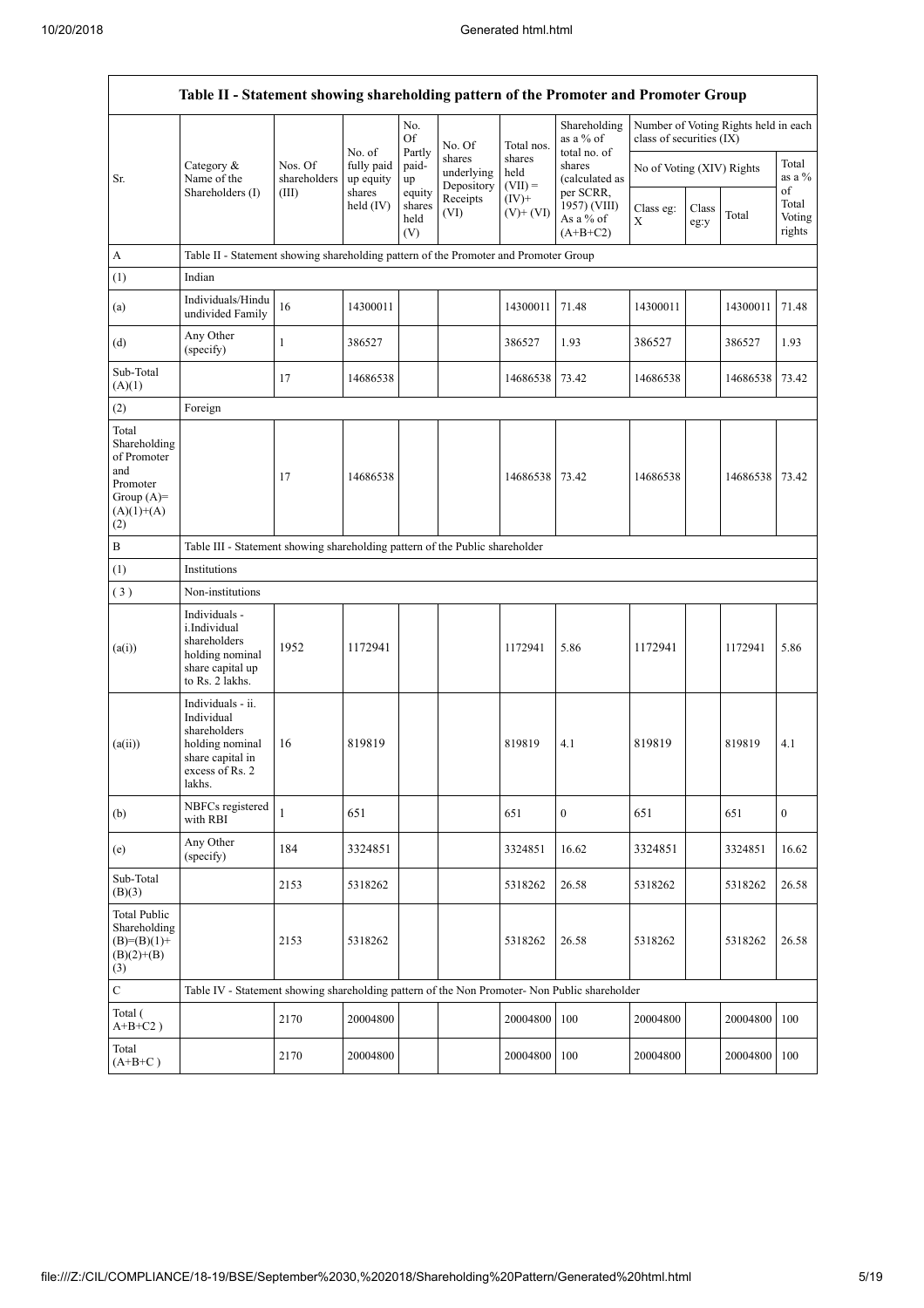| Table II - Statement showing shareholding pattern of the Promoter and Promoter Group | | | | | | | | | | | | |
|---|---|---|---|---|---|---|---|---|---|---|---|---|
| Sr. | Category & Name of the Shareholders (I) | Nos. Of shareholders (III) | No. of fully paid up equity shares held (IV) | No. Of Partly paid-up equity shares held (V) | No. Of shares underlying Depository Receipts (VI) | Total nos. shares held (VII) = (IV)+ (V)+ (VI) | Shareholding as a % of total no. of shares (calculated as per SCRR, 1957) (VIII) As a % of (A+B+C2) | Number of Voting Rights held in each class of securities (IX) | | | |
| | | | | | | | | No of Voting (XIV) Rights | | | Total as a % of Total Voting rights |
| | | | | | | | | Class eg: X | Class eg:y | Total | |
| A | Table II - Statement showing shareholding pattern of the Promoter and Promoter Group | | | | | | | | | | |
| (1) | Indian | | | | | | | | | | |
| (a) | Individuals/Hindu undivided Family | 16 | 14300011 | | | 14300011 | 71.48 | 14300011 | | 14300011 | 71.48 |
| (d) | Any Other (specify) | 1 | 386527 | | | 386527 | 1.93 | 386527 | | 386527 | 1.93 |
| Sub-Total (A)(1) | | 17 | 14686538 | | | 14686538 | 73.42 | 14686538 | | 14686538 | 73.42 |
| (2) | Foreign | | | | | | | | | | |
| Total Shareholding of Promoter and Promoter Group (A)= (A)(1)+(A)(2) | | 17 | 14686538 | | | 14686538 | 73.42 | 14686538 | | 14686538 | 73.42 |
| B | Table III - Statement showing shareholding pattern of the Public shareholder | | | | | | | | | | |
| (1) | Institutions | | | | | | | | | | |
| (3) | Non-institutions | | | | | | | | | | |
| (a(i)) | Individuals - i.Individual shareholders holding nominal share capital up to Rs. 2 lakhs. | 1952 | 1172941 | | | 1172941 | 5.86 | 1172941 | | 1172941 | 5.86 |
| (a(ii)) | Individuals - ii. Individual shareholders holding nominal share capital in excess of Rs. 2 lakhs. | 16 | 819819 | | | 819819 | 4.1 | 819819 | | 819819 | 4.1 |
| (b) | NBFCs registered with RBI | 1 | 651 | | | 651 | 0 | 651 | | 651 | 0 |
| (e) | Any Other (specify) | 184 | 3324851 | | | 3324851 | 16.62 | 3324851 | | 3324851 | 16.62 |
| Sub-Total (B)(3) | | 2153 | 5318262 | | | 5318262 | 26.58 | 5318262 | | 5318262 | 26.58 |
| Total Public Shareholding (B)=(B)(1)+(B)(2)+(B)(3) | | 2153 | 5318262 | | | 5318262 | 26.58 | 5318262 | | 5318262 | 26.58 |
| C | Table IV - Statement showing shareholding pattern of the Non Promoter- Non Public shareholder | | | | | | | | | | |
| Total ( A+B+C2 ) | | 2170 | 20004800 | | | 20004800 | 100 | 20004800 | | 20004800 | 100 |
| Total (A+B+C ) | | 2170 | 20004800 | | | 20004800 | 100 | 20004800 | | 20004800 | 100 |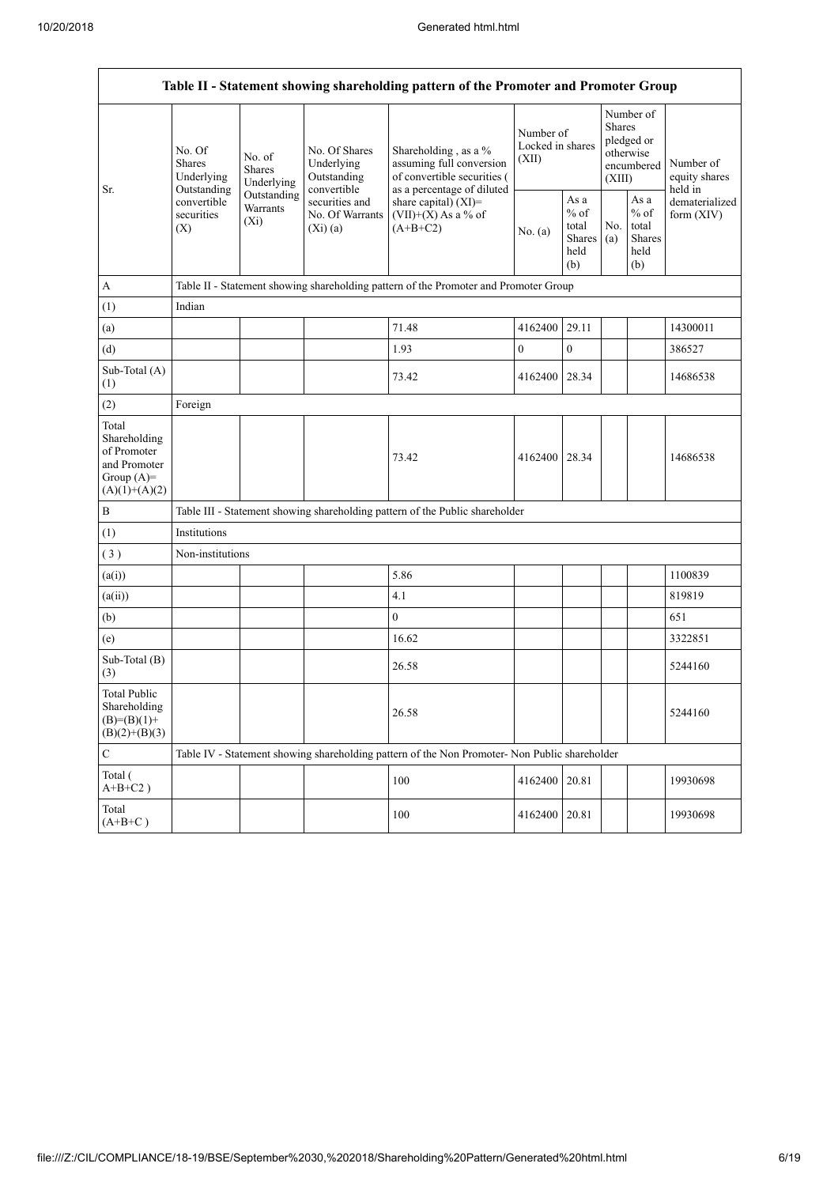| Table II - Statement showing shareholding pattern of the Promoter and Promoter Group | | | | | | | | | |
|---|---|---|---|---|---|---|---|---|---|
| Sr. | No. Of Shares Underlying Outstanding convertible securities (X) | No. of Shares Underlying Outstanding Warrants (Xi) | No. Of Shares Underlying Outstanding convertible securities and No. Of Warrants (Xi) (a) | Shareholding , as a % assuming full conversion of convertible securities ( as a percentage of diluted share capital) (XI)= (VII)+(X) As a % of (A+B+C2) | Number of Locked in shares (XII) | | Number of Shares pledged or otherwise encumbered (XIII) | | Number of equity shares held in dematerialized form (XIV) |
| | | | | | No. (a) | As a % of total Shares held (b) | No. (a) | As a % of total Shares held (b) | |
| A | Table II - Statement showing shareholding pattern of the Promoter and Promoter Group | | | | | | | | |
| (1) | Indian | | | | | | | | |
| (a) | | | | 71.48 | 4162400 | 29.11 | | | 14300011 |
| (d) | | | | 1.93 | 0 | 0 | | | 386527 |
| Sub-Total (A) (1) | | | | 73.42 | 4162400 | 28.34 | | | 14686538 |
| (2) | Foreign | | | | | | | | |
| Total Shareholding of Promoter and Promoter Group (A)= (A)(1)+(A)(2) | | | | 73.42 | 4162400 | 28.34 | | | 14686538 |
| B | Table III - Statement showing shareholding pattern of the Public shareholder | | | | | | | | |
| (1) | Institutions | | | | | | | | |
| (3) | Non-institutions | | | | | | | | |
| (a(i)) | | | | 5.86 | | | | | 1100839 |
| (a(ii)) | | | | 4.1 | | | | | 819819 |
| (b) | | | | 0 | | | | | 651 |
| (e) | | | | 16.62 | | | | | 3322851 |
| Sub-Total (B) (3) | | | | 26.58 | | | | | 5244160 |
| Total Public Shareholding (B)=(B)(1)+ (B)(2)+(B)(3) | | | | 26.58 | | | | | 5244160 |
| C | Table IV - Statement showing shareholding pattern of the Non Promoter- Non Public shareholder | | | | | | | | |
| Total ( A+B+C2 ) | | | | 100 | 4162400 | 20.81 | | | 19930698 |
| Total (A+B+C ) | | | | 100 | 4162400 | 20.81 | | | 19930698 |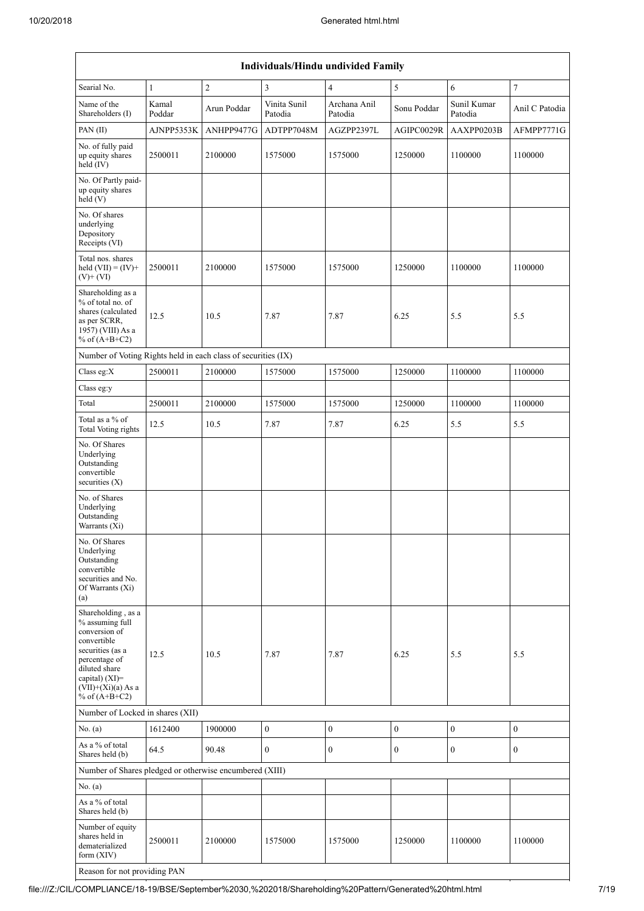| Individuals/Hindu undivided Family | | | | | | | |
|---|---|---|---|---|---|---|---|
| Searial No. | 1 | 2 | 3 | 4 | 5 | 6 | 7 |
| Name of the Shareholders (I) | Kamal Poddar | Arun Poddar | Vinita Sunil Patodia | Archana Anil Patodia | Sonu Poddar | Sunil Kumar Patodia | Anil C Patodia |
| PAN (II) | AJNPP5353K | ANHPP9477G | ADTPP7048M | AGZPP2397L | AGIPC0029R | AAXPP0203B | AFMPP7771G |
| No. of fully paid up equity shares held (IV) | 2500011 | 2100000 | 1575000 | 1575000 | 1250000 | 1100000 | 1100000 |
| No. Of Partly paid-up equity shares held (V) | | | | | | | |
| No. Of shares underlying Depository Receipts (VI) | | | | | | | |
| Total nos. shares held (VII) = (IV)+(V)+ (VI) | 2500011 | 2100000 | 1575000 | 1575000 | 1250000 | 1100000 | 1100000 |
| Shareholding as a % of total no. of shares (calculated as per SCRR, 1957) (VIII) As a % of (A+B+C2) | 12.5 | 10.5 | 7.87 | 7.87 | 6.25 | 5.5 | 5.5 |
| Number of Voting Rights held in each class of securities (IX) | | | | | | | |
| Class eg:X | 2500011 | 2100000 | 1575000 | 1575000 | 1250000 | 1100000 | 1100000 |
| Class eg:y | | | | | | | |
| Total | 2500011 | 2100000 | 1575000 | 1575000 | 1250000 | 1100000 | 1100000 |
| Total as a % of Total Voting rights | 12.5 | 10.5 | 7.87 | 7.87 | 6.25 | 5.5 | 5.5 |
| No. Of Shares Underlying Outstanding convertible securities (X) | | | | | | | |
| No. of Shares Underlying Outstanding Warrants (Xi) | | | | | | | |
| No. Of Shares Underlying Outstanding convertible securities and No. Of Warrants (Xi) (a) | | | | | | | |
| Shareholding , as a % assuming full conversion of convertible securities (as a percentage of diluted share capital) (XI)= (VII)+(Xi)(a) As a % of (A+B+C2) | 12.5 | 10.5 | 7.87 | 7.87 | 6.25 | 5.5 | 5.5 |
| Number of Locked in shares (XII) | | | | | | | |
| No. (a) | 1612400 | 1900000 | 0 | 0 | 0 | 0 | 0 |
| As a % of total Shares held (b) | 64.5 | 90.48 | 0 | 0 | 0 | 0 | 0 |
| Number of Shares pledged or otherwise encumbered (XIII) | | | | | | | |
| No. (a) | | | | | | | |
| As a % of total Shares held (b) | | | | | | | |
| Number of equity shares held in dematerialized form (XIV) | 2500011 | 2100000 | 1575000 | 1575000 | 1250000 | 1100000 | 1100000 |
| Reason for not providing PAN | | | | | | | |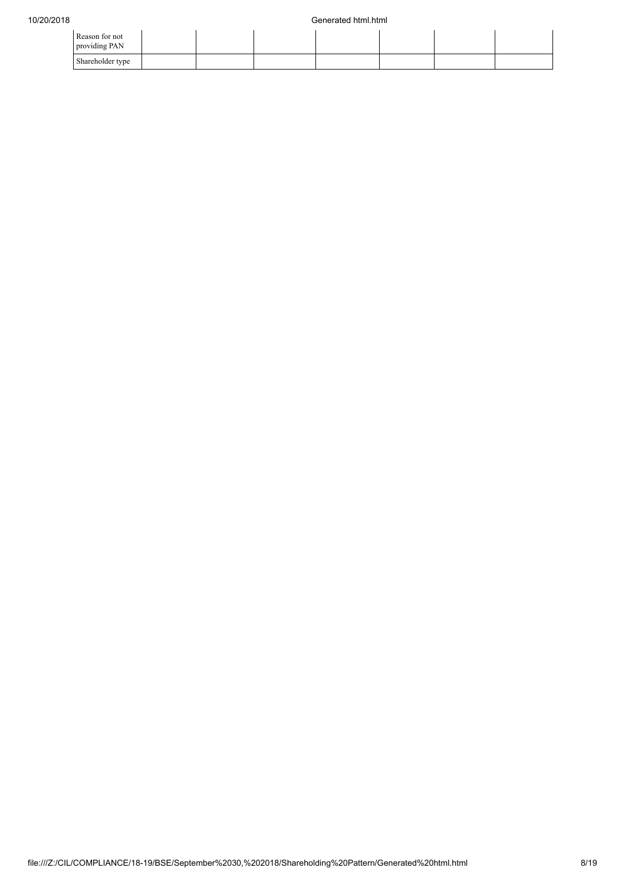| Reason for not providing PAN | | | | | | | |
|---|---|---|---|---|---|---|---|
| Shareholder type | | | | | | | |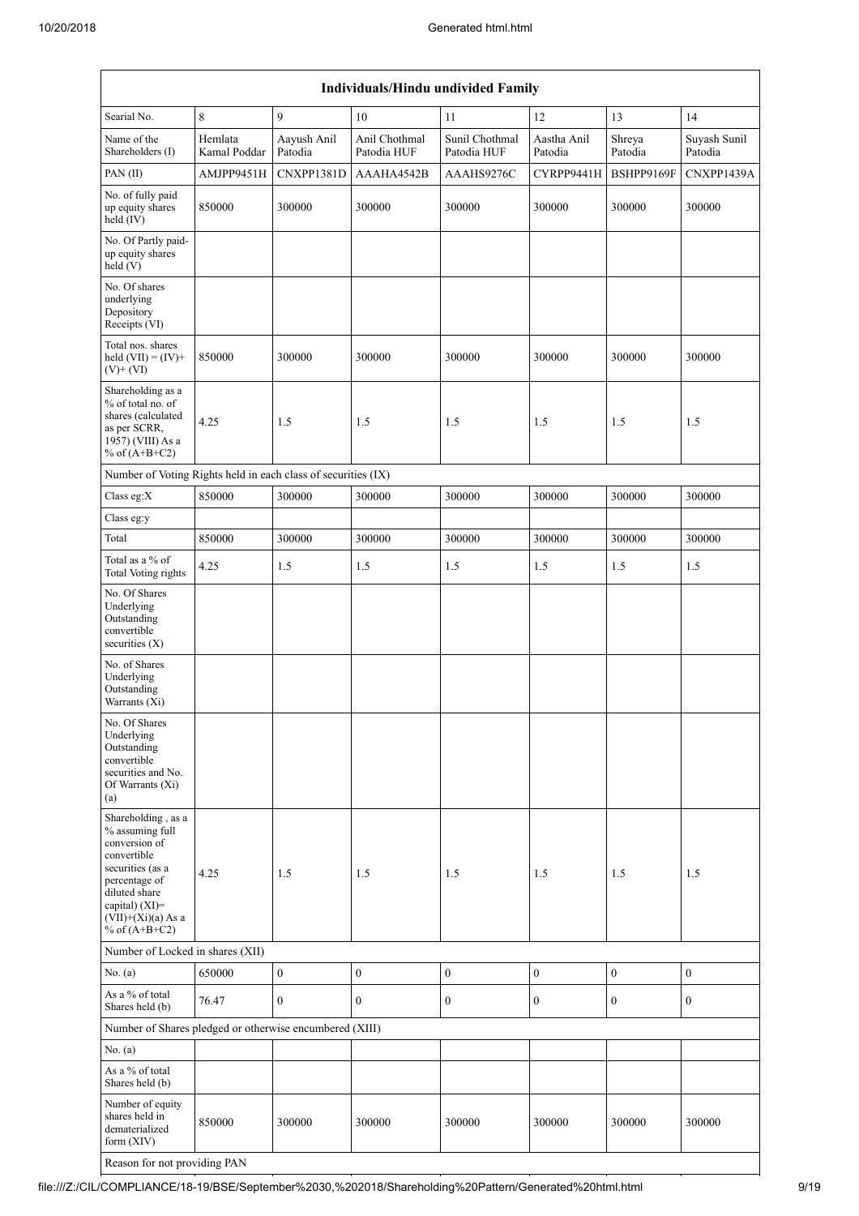| Individuals/Hindu undivided Family | | | | | | | |
|---|---|---|---|---|---|---|---|
| Searial No. | 8 | 9 | 10 | 11 | 12 | 13 | 14 |
| Name of the Shareholders (I) | Hemlata Kamal Poddar | Aayush Anil Patodia | Anil Chothmal Patodia HUF | Sunil Chothmal Patodia HUF | Aastha Anil Patodia | Shreya Patodia | Suyash Sunil Patodia |
| PAN (II) | AMJPP9451H | CNXPP1381D | AAAHA4542B | AAAHS9276C | CYRPP9441H | BSHPP9169F | CNXPP1439A |
| No. of fully paid up equity shares held (IV) | 850000 | 300000 | 300000 | 300000 | 300000 | 300000 | 300000 |
| No. Of Partly paid-up equity shares held (V) | | | | | | | |
| No. Of shares underlying Depository Receipts (VI) | | | | | | | |
| Total nos. shares held (VII) = (IV)+ (V)+ (VI) | 850000 | 300000 | 300000 | 300000 | 300000 | 300000 | 300000 |
| Shareholding as a % of total no. of shares (calculated as per SCRR, 1957) (VIII) As a % of (A+B+C2) | 4.25 | 1.5 | 1.5 | 1.5 | 1.5 | 1.5 | 1.5 |
| Number of Voting Rights held in each class of securities (IX) | | | | | | | |
| Class eg:X | 850000 | 300000 | 300000 | 300000 | 300000 | 300000 | 300000 |
| Class eg:y | | | | | | | |
| Total | 850000 | 300000 | 300000 | 300000 | 300000 | 300000 | 300000 |
| Total as a % of Total Voting rights | 4.25 | 1.5 | 1.5 | 1.5 | 1.5 | 1.5 | 1.5 |
| No. Of Shares Underlying Outstanding convertible securities (X) | | | | | | | |
| No. of Shares Underlying Outstanding Warrants (Xi) | | | | | | | |
| No. Of Shares Underlying Outstanding convertible securities and No. Of Warrants (Xi) (a) | | | | | | | |
| Shareholding , as a % assuming full conversion of convertible securities (as a percentage of diluted share capital) (XI)= (VII)+(Xi)(a) As a % of (A+B+C2) | 4.25 | 1.5 | 1.5 | 1.5 | 1.5 | 1.5 | 1.5 |
| Number of Locked in shares (XII) | | | | | | | |
| No. (a) | 650000 | 0 | 0 | 0 | 0 | 0 | 0 |
| As a % of total Shares held (b) | 76.47 | 0 | 0 | 0 | 0 | 0 | 0 |
| Number of Shares pledged or otherwise encumbered (XIII) | | | | | | | |
| No. (a) | | | | | | | |
| As a % of total Shares held (b) | | | | | | | |
| Number of equity shares held in dematerialized form (XIV) | 850000 | 300000 | 300000 | 300000 | 300000 | 300000 | 300000 |
| Reason for not providing PAN | | | | | | | |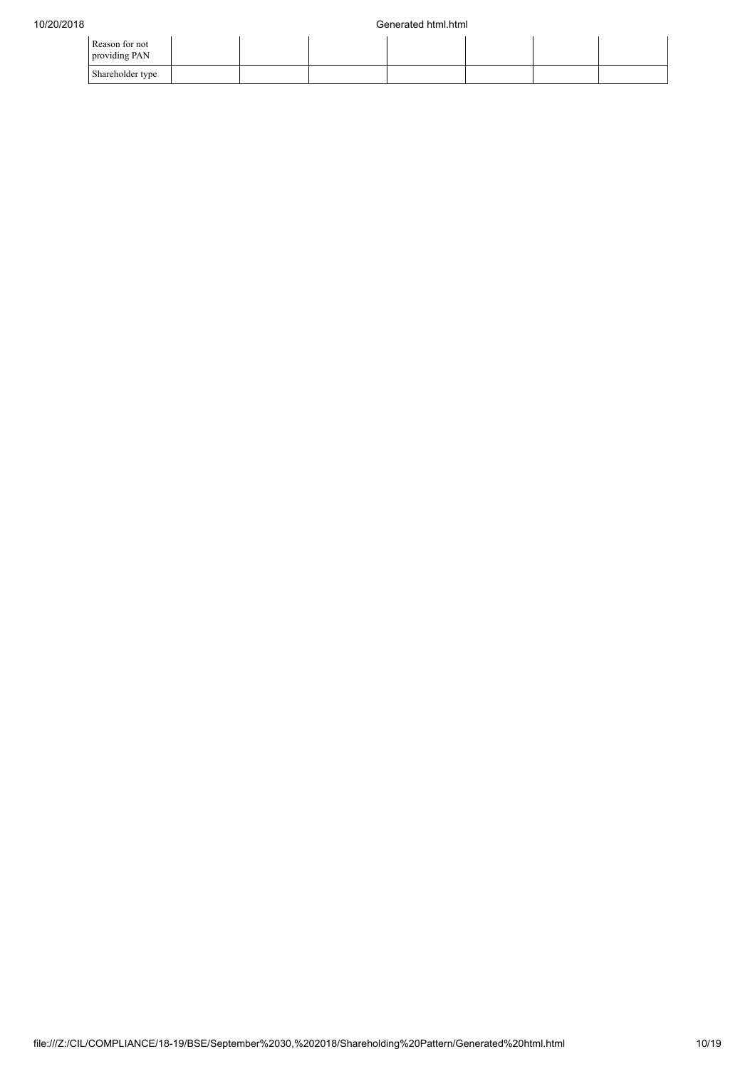| | | | | | | | |
|---|---|---|---|---|---|---|---|
| Reason for not providing PAN | | | | | | | |
| Shareholder type | | | | | | | |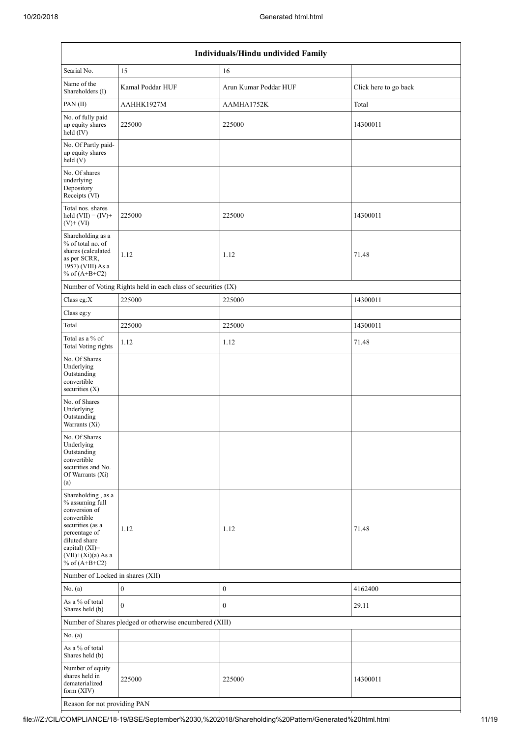| Individuals/Hindu undivided Family | | | |
|---|---|---|---|
| Searial No. | 15 | 16 | |
| Name of the Shareholders (I) | Kamal Poddar HUF | Arun Kumar Poddar HUF | Click here to go back |
| PAN (II) | AAHHK1927M | AAMHA1752K | Total |
| No. of fully paid up equity shares held (IV) | 225000 | 225000 | 14300011 |
| No. Of Partly paid-up equity shares held (V) | | | |
| No. Of shares underlying Depository Receipts (VI) | | | |
| Total nos. shares held (VII) = (IV)+(V)+ (VI) | 225000 | 225000 | 14300011 |
| Shareholding as a % of total no. of shares (calculated as per SCRR, 1957) (VIII) As a % of (A+B+C2) | 1.12 | 1.12 | 71.48 |
| Number of Voting Rights held in each class of securities (IX) | | | |
| Class eg:X | 225000 | 225000 | 14300011 |
| Class eg:y | | | |
| Total | 225000 | 225000 | 14300011 |
| Total as a % of Total Voting rights | 1.12 | 1.12 | 71.48 |
| No. Of Shares Underlying Outstanding convertible securities (X) | | | |
| No. of Shares Underlying Outstanding Warrants (Xi) | | | |
| No. Of Shares Underlying Outstanding convertible securities and No. Of Warrants (Xi) (a) | | | |
| Shareholding , as a % assuming full conversion of convertible securities (as a percentage of diluted share capital) (XI)= (VII)+(Xi)(a) As a % of (A+B+C2) | 1.12 | 1.12 | 71.48 |
| Number of Locked in shares (XII) | | | |
| No. (a) | 0 | 0 | 4162400 |
| As a % of total Shares held (b) | 0 | 0 | 29.11 |
| Number of Shares pledged or otherwise encumbered (XIII) | | | |
| No. (a) | | | |
| As a % of total Shares held (b) | | | |
| Number of equity shares held in dematerialized form (XIV) | 225000 | 225000 | 14300011 |
| Reason for not providing PAN | | | |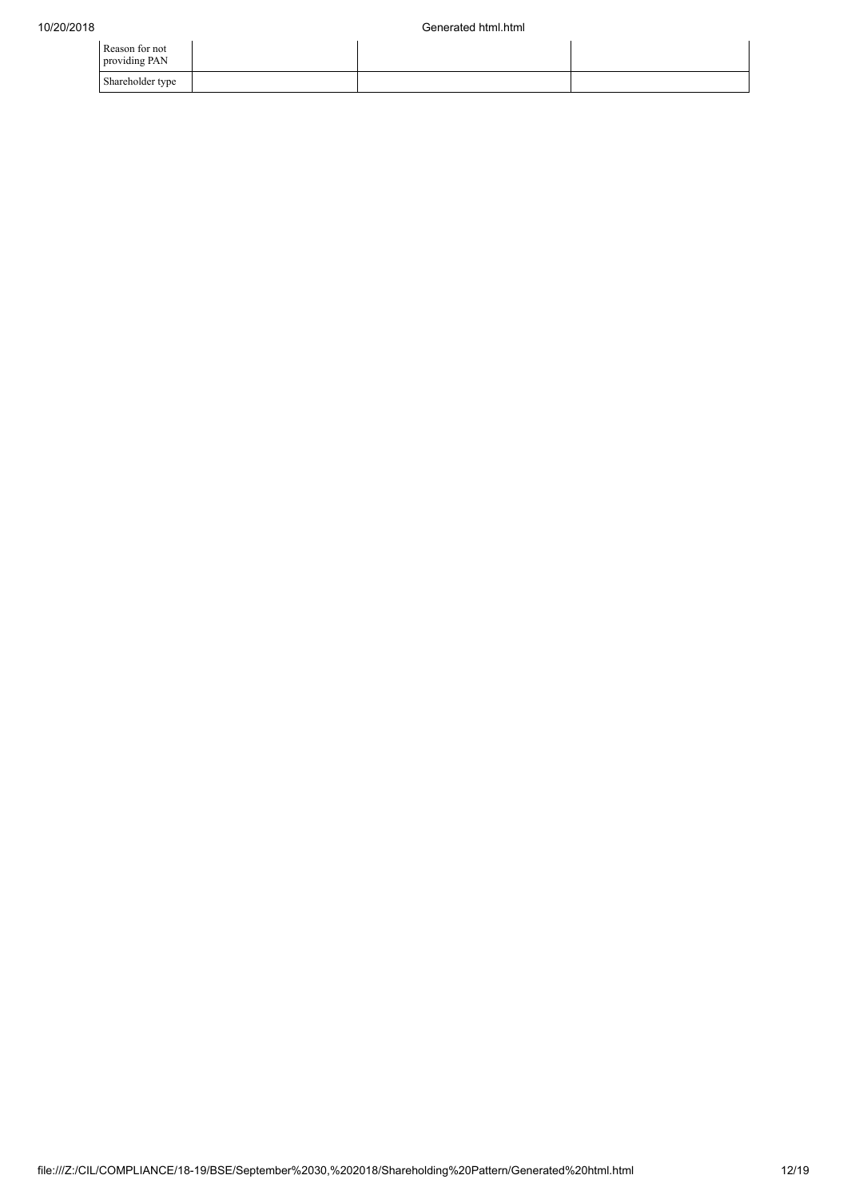| | | | |
|---|---|---|---|
| Reason for not providing PAN | | | |
| Shareholder type | | | |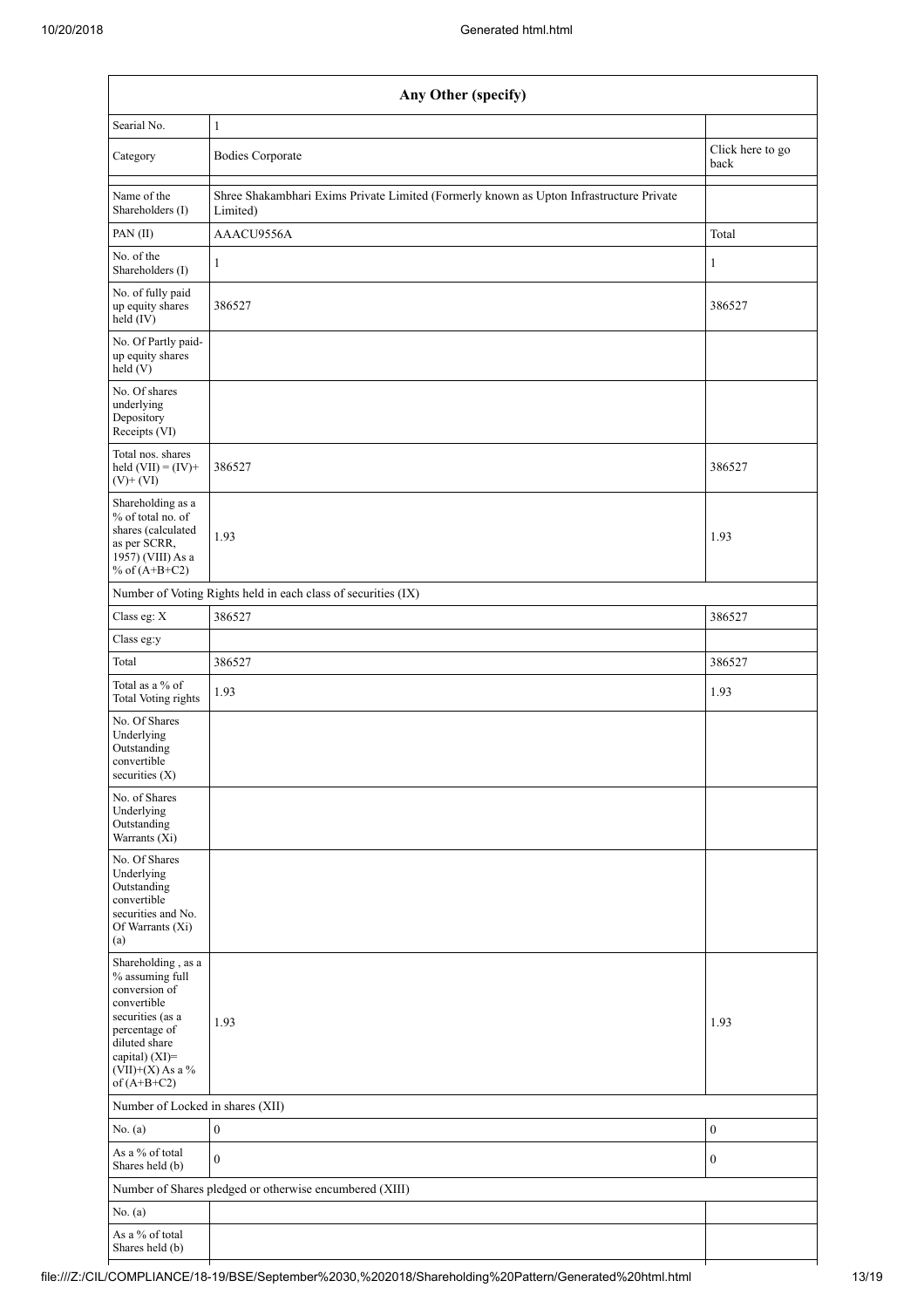| Any Other (specify) | | |
|---|---|---|
| Searial No. | 1 | |
| Category | Bodies Corporate | Click here to go back |
| Name of the Shareholders (I) | Shree Shakambhari Exims Private Limited (Formerly known as Upton Infrastructure Private Limited) | |
| PAN (II) | AAACU9556A | Total |
| No. of the Shareholders (I) | 1 | 1 |
| No. of fully paid up equity shares held (IV) | 386527 | 386527 |
| No. Of Partly paid-up equity shares held (V) | | |
| No. Of shares underlying Depository Receipts (VI) | | |
| Total nos. shares held (VII) = (IV)+ (V)+ (VI) | 386527 | 386527 |
| Shareholding as a % of total no. of shares (calculated as per SCRR, 1957) (VIII) As a % of (A+B+C2) | 1.93 | 1.93 |
| Number of Voting Rights held in each class of securities (IX) | | |
| Class eg: X | 386527 | 386527 |
| Class eg:y | | |
| Total | 386527 | 386527 |
| Total as a % of Total Voting rights | 1.93 | 1.93 |
| No. Of Shares Underlying Outstanding convertible securities (X) | | |
| No. of Shares Underlying Outstanding Warrants (Xi) | | |
| No. Of Shares Underlying Outstanding convertible securities and No. Of Warrants (Xi) (a) | | |
| Shareholding , as a % assuming full conversion of convertible securities (as a percentage of diluted share capital) (XI)= (VII)+(X) As a % of (A+B+C2) | 1.93 | 1.93 |
| Number of Locked in shares (XII) | | |
| No. (a) | 0 | 0 |
| As a % of total Shares held (b) | 0 | 0 |
| Number of Shares pledged or otherwise encumbered (XIII) | | |
| No. (a) | | |
| As a % of total Shares held (b) | | |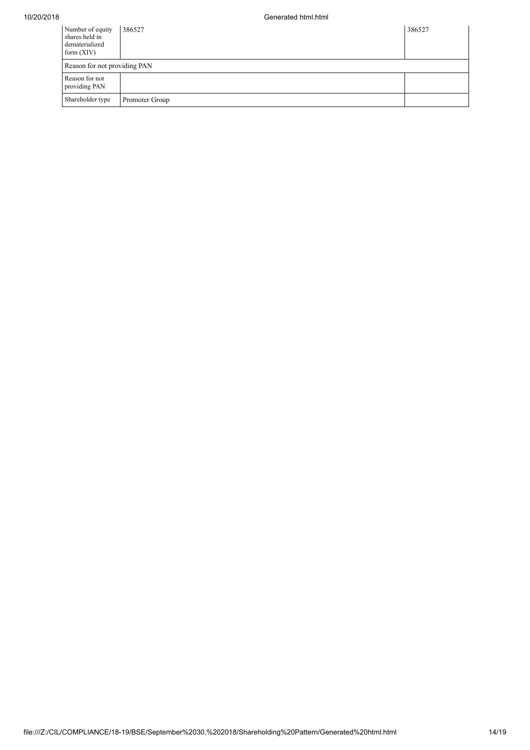| Number of equity shares held in dematerialized form (XIV) | 386527 | 386527 |
|---|---|---|
| Reason for not providing PAN | | |
| Reason for not providing PAN | | |
| Shareholder type | Promoter Group | |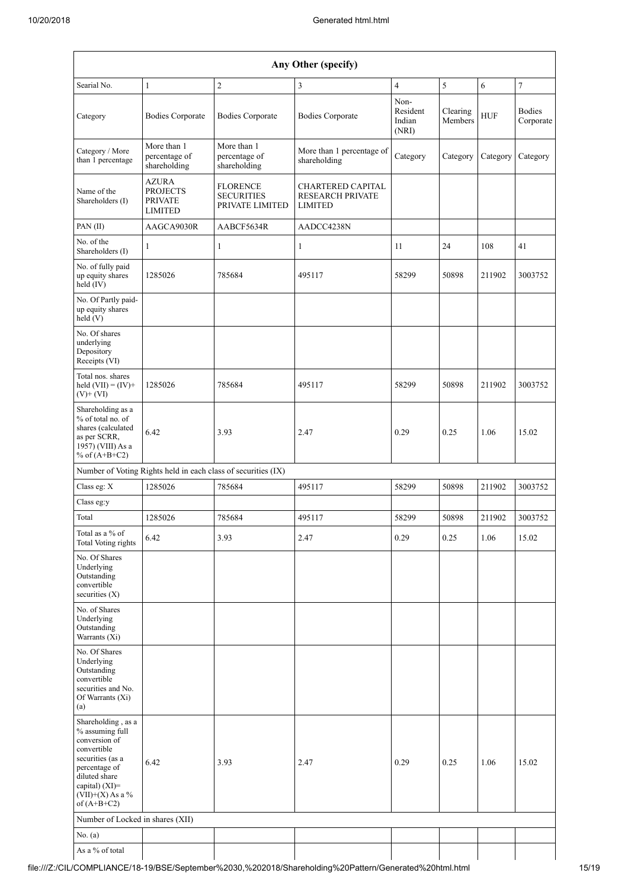| Any Other (specify) | | | | | | | |
|---|---|---|---|---|---|---|---|
| Searial No. | 1 | 2 | 3 | 4 | 5 | 6 | 7 |
| Category | Bodies Corporate | Bodies Corporate | Bodies Corporate | Non-Resident Indian (NRI) | Clearing Members | HUF | Bodies Corporate |
| Category / More than 1 percentage | More than 1 percentage of shareholding | More than 1 percentage of shareholding | More than 1 percentage of shareholding | Category | Category | Category | Category |
| Name of the Shareholders (I) | AZURA PROJECTS PRIVATE LIMITED | FLORENCE SECURITIES PRIVATE LIMITED | CHARTERED CAPITAL RESEARCH PRIVATE LIMITED | | | | |
| PAN (II) | AAGCA9030R | AABCF5634R | AADCC4238N | | | | |
| No. of the Shareholders (I) | 1 | 1 | 1 | 11 | 24 | 108 | 41 |
| No. of fully paid up equity shares held (IV) | 1285026 | 785684 | 495117 | 58299 | 50898 | 211902 | 3003752 |
| No. Of Partly paid-up equity shares held (V) | | | | | | | |
| No. Of shares underlying Depository Receipts (VI) | | | | | | | |
| Total nos. shares held (VII) = (IV)+ (V)+ (VI) | 1285026 | 785684 | 495117 | 58299 | 50898 | 211902 | 3003752 |
| Shareholding as a % of total no. of shares (calculated as per SCRR, 1957) (VIII) As a % of (A+B+C2) | 6.42 | 3.93 | 2.47 | 0.29 | 0.25 | 1.06 | 15.02 |
| Number of Voting Rights held in each class of securities (IX) | | | | | | | |
| Class eg: X | 1285026 | 785684 | 495117 | 58299 | 50898 | 211902 | 3003752 |
| Class eg:y | | | | | | | |
| Total | 1285026 | 785684 | 495117 | 58299 | 50898 | 211902 | 3003752 |
| Total as a % of Total Voting rights | 6.42 | 3.93 | 2.47 | 0.29 | 0.25 | 1.06 | 15.02 |
| No. Of Shares Underlying Outstanding convertible securities (X) | | | | | | | |
| No. of Shares Underlying Outstanding Warrants (Xi) | | | | | | | |
| No. Of Shares Underlying Outstanding convertible securities and No. Of Warrants (Xi) (a) | | | | | | | |
| Shareholding , as a % assuming full conversion of convertible securities (as a percentage of diluted share capital) (XI)= (VII)+(X) As a % of (A+B+C2) | 6.42 | 3.93 | 2.47 | 0.29 | 0.25 | 1.06 | 15.02 |
| Number of Locked in shares (XII) | | | | | | | |
| No. (a) | | | | | | | |
| As a % of total | | | | | | | |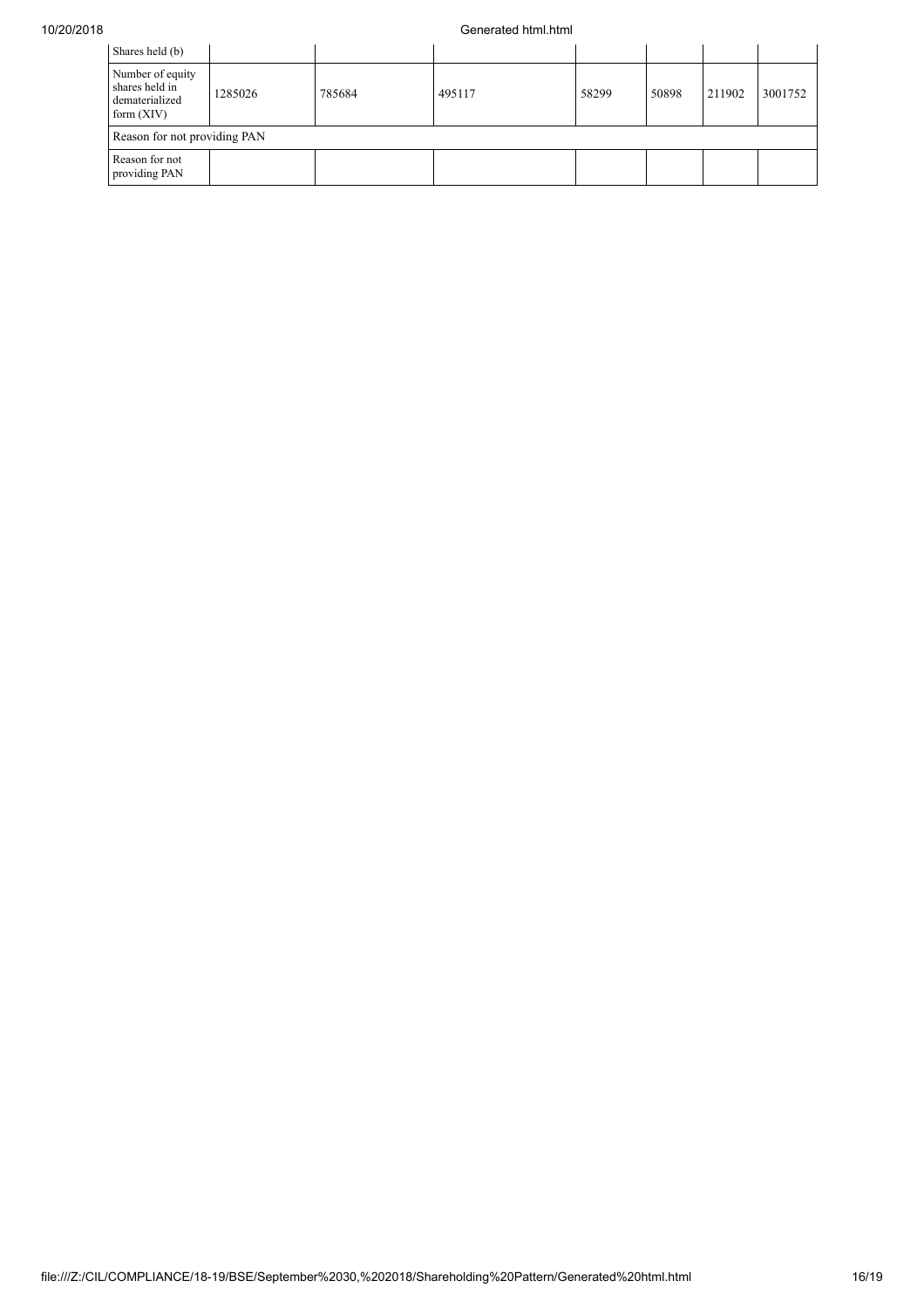| Shares held (b) | | | | | | | |
|---|---|---|---|---|---|---|---|
| Number of equity shares held in dematerialized form (XIV) | 1285026 | 785684 | 495117 | 58299 | 50898 | 211902 | 3001752 |
| Reason for not providing PAN | | | | | | | |
| Reason for not providing PAN | | | | | | | |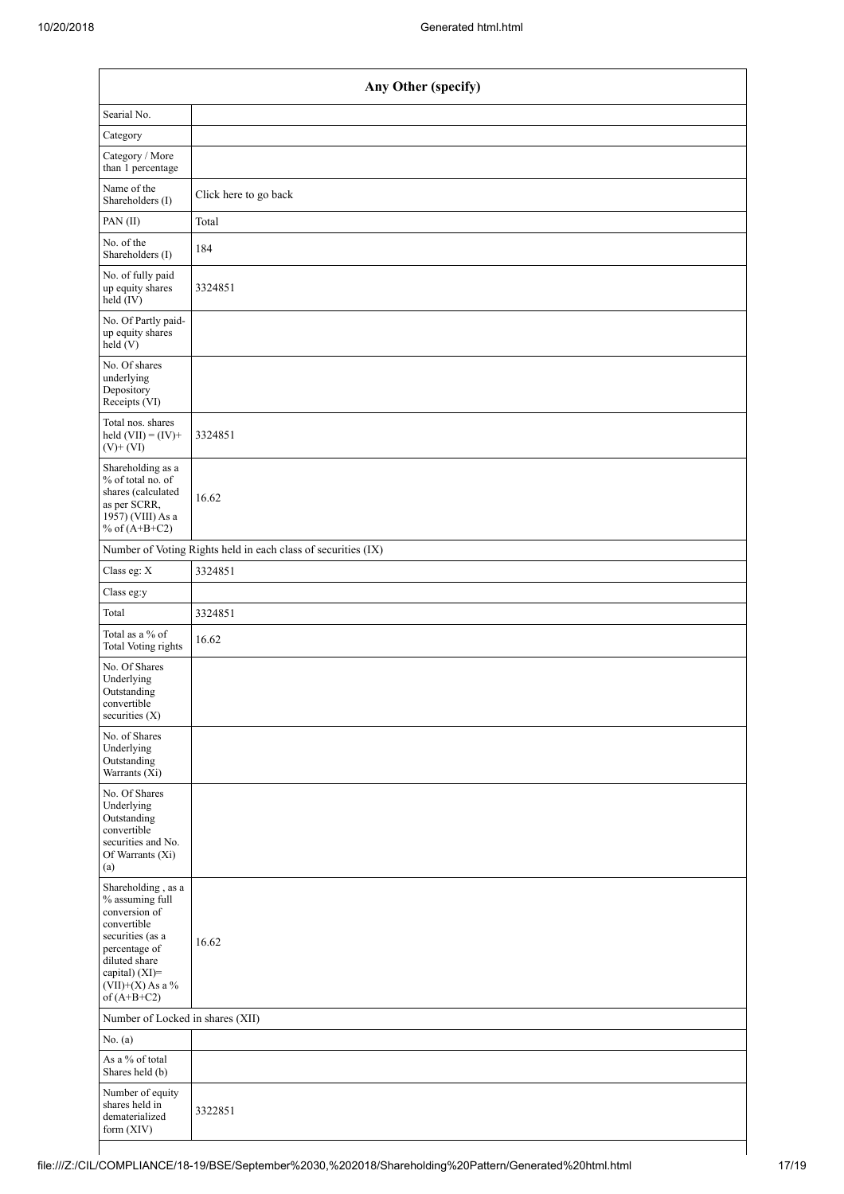| Any Other (specify) | |
|---|---|
| Searial No. | |
| Category | |
| Category / More than 1 percentage | |
| Name of the Shareholders (I) | Click here to go back |
| PAN (II) | Total |
| No. of the Shareholders (I) | 184 |
| No. of fully paid up equity shares held (IV) | 3324851 |
| No. Of Partly paid-up equity shares held (V) | |
| No. Of shares underlying Depository Receipts (VI) | |
| Total nos. shares held (VII) = (IV)+ (V)+ (VI) | 3324851 |
| Shareholding as a % of total no. of shares (calculated as per SCRR, 1957) (VIII) As a % of (A+B+C2) | 16.62 |
| Number of Voting Rights held in each class of securities (IX) | |
| Class eg: X | 3324851 |
| Class eg:y | |
| Total | 3324851 |
| Total as a % of Total Voting rights | 16.62 |
| No. Of Shares Underlying Outstanding convertible securities (X) | |
| No. of Shares Underlying Outstanding Warrants (Xi) | |
| No. Of Shares Underlying Outstanding convertible securities and No. Of Warrants (Xi) (a) | |
| Shareholding , as a % assuming full conversion of convertible securities (as a percentage of diluted share capital) (XI)= (VII)+(X) As a % of (A+B+C2) | 16.62 |
| Number of Locked in shares (XII) | |
| No. (a) | |
| As a % of total Shares held (b) | |
| Number of equity shares held in dematerialized form (XIV) | 3322851 |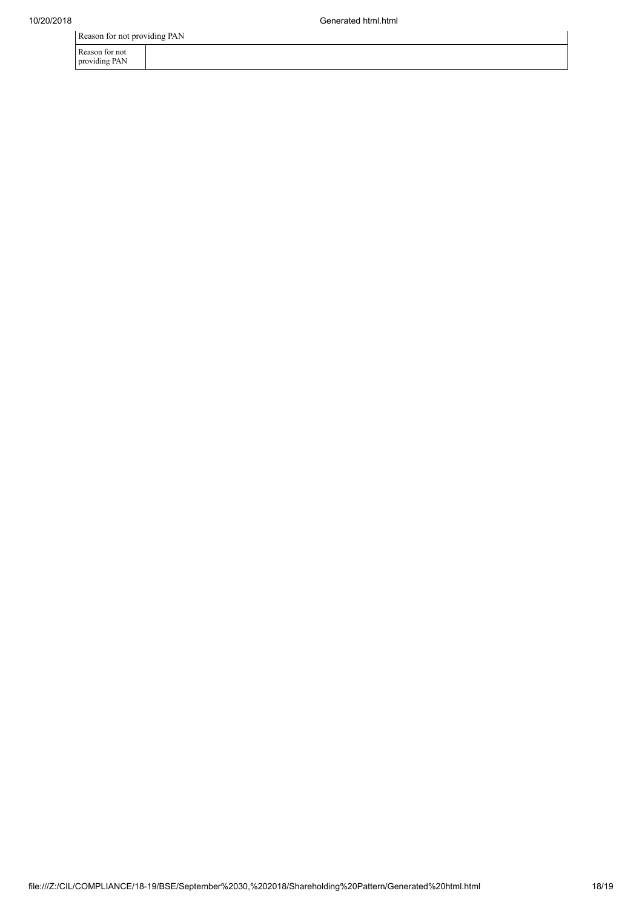| Reason for not providing PAN | |
|---|---|
| Reason for not providing PAN | |